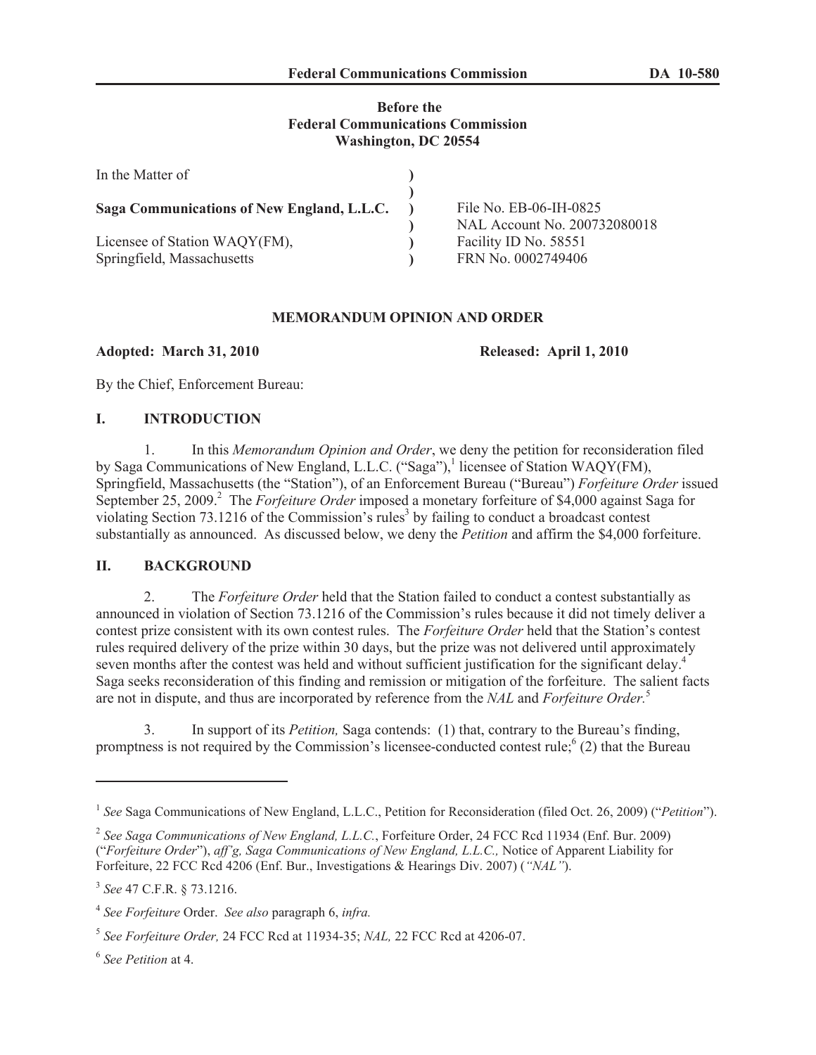**Before the**
**Federal Communications Commission**
**Washington, DC 20554**

| | | |
|---|---|---|
| In the Matter of | ) | |
| | ) | |
| **Saga Communications of New England, L.L.C.** | ) | File No. EB-06-IH-0825 |
| | ) | NAL Account No. 200732080018 |
| Licensee of Station WAQY(FM), | ) | Facility ID No. 58551 |
| Springfield, Massachusetts | ) | FRN No. 0002749406 |

## MEMORANDUM OPINION AND ORDER

**Adopted: March 31, 2010** **Released: April 1, 2010**

By the Chief, Enforcement Bureau:

### I. INTRODUCTION

1. In this *Memorandum Opinion and Order*, we deny the petition for reconsideration filed by Saga Communications of New England, L.L.C. ("Saga"),[1] licensee of Station WAQY(FM), Springfield, Massachusetts (the "Station"), of an Enforcement Bureau ("Bureau") *Forfeiture Order* issued September 25, 2009.[2] The *Forfeiture Order* imposed a monetary forfeiture of $4,000 against Saga for violating Section 73.1216 of the Commission's rules[3] by failing to conduct a broadcast contest substantially as announced. As discussed below, we deny the *Petition* and affirm the $4,000 forfeiture.

### II. BACKGROUND

2. The *Forfeiture Order* held that the Station failed to conduct a contest substantially as announced in violation of Section 73.1216 of the Commission's rules because it did not timely deliver a contest prize consistent with its own contest rules. The *Forfeiture Order* held that the Station's contest rules required delivery of the prize within 30 days, but the prize was not delivered until approximately seven months after the contest was held and without sufficient justification for the significant delay.[4] Saga seeks reconsideration of this finding and remission or mitigation of the forfeiture. The salient facts are not in dispute, and thus are incorporated by reference from the *NAL* and *Forfeiture Order.*[5]

3. In support of its *Petition,* Saga contends: (1) that, contrary to the Bureau's finding, promptness is not required by the Commission's licensee-conducted contest rule;[6] (2) that the Bureau

---

[1] *See* Saga Communications of New England, L.L.C., Petition for Reconsideration (filed Oct. 26, 2009) ("*Petition*").

[2] *See Saga Communications of New England, L.L.C.*, Forfeiture Order, 24 FCC Rcd 11934 (Enf. Bur. 2009) ("*Forfeiture Order*"), *aff'g, Saga Communications of New England, L.L.C.,* Notice of Apparent Liability for Forfeiture, 22 FCC Rcd 4206 (Enf. Bur., Investigations & Hearings Div. 2007) (*"NAL"*).

[3] *See* 47 C.F.R. § 73.1216.

[4] *See Forfeiture* Order. *See also* paragraph 6, *infra.*

[5] *See Forfeiture Order,* 24 FCC Rcd at 11934-35; *NAL,* 22 FCC Rcd at 4206-07.

[6] *See Petition* at 4.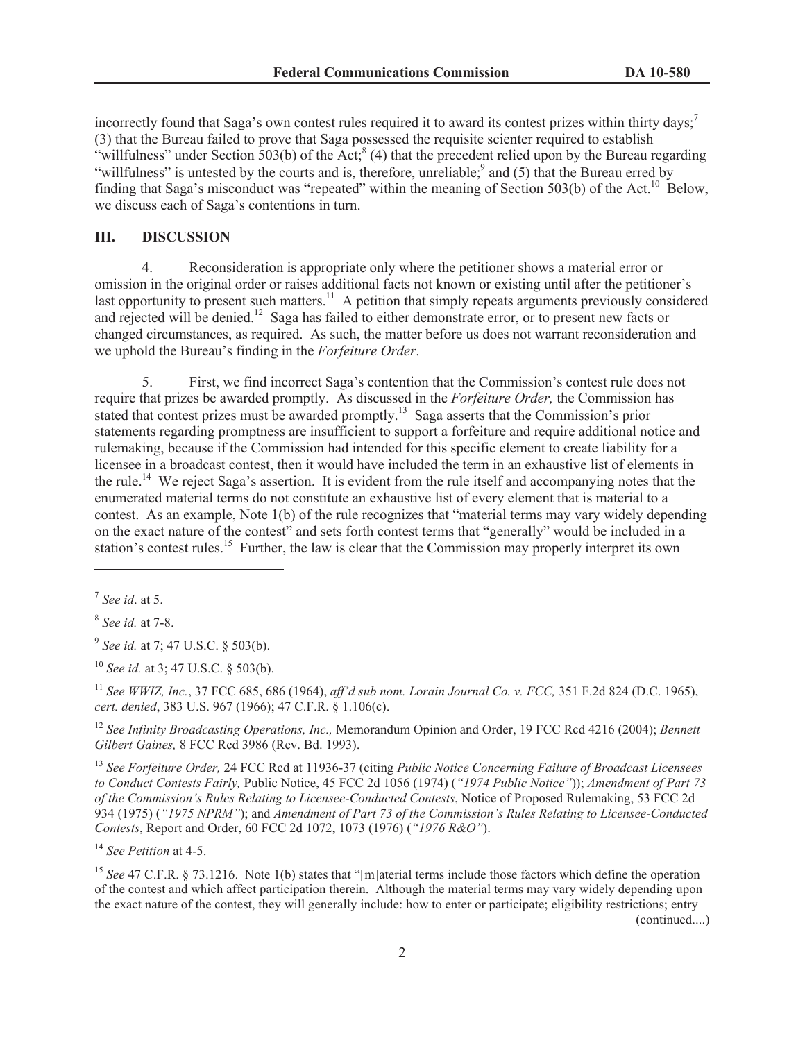incorrectly found that Saga's own contest rules required it to award its contest prizes within thirty days;[7] (3) that the Bureau failed to prove that Saga possessed the requisite scienter required to establish "willfulness" under Section 503(b) of the Act;[8] (4) that the precedent relied upon by the Bureau regarding "willfulness" is untested by the courts and is, therefore, unreliable;[9] and (5) that the Bureau erred by finding that Saga's misconduct was "repeated" within the meaning of Section 503(b) of the Act.[10] Below, we discuss each of Saga's contentions in turn.

## III. DISCUSSION

4. Reconsideration is appropriate only where the petitioner shows a material error or omission in the original order or raises additional facts not known or existing until after the petitioner's last opportunity to present such matters.[11] A petition that simply repeats arguments previously considered and rejected will be denied.[12] Saga has failed to either demonstrate error, or to present new facts or changed circumstances, as required. As such, the matter before us does not warrant reconsideration and we uphold the Bureau's finding in the *Forfeiture Order*.

5. First, we find incorrect Saga's contention that the Commission's contest rule does not require that prizes be awarded promptly. As discussed in the *Forfeiture Order,* the Commission has stated that contest prizes must be awarded promptly.[13] Saga asserts that the Commission's prior statements regarding promptness are insufficient to support a forfeiture and require additional notice and rulemaking, because if the Commission had intended for this specific element to create liability for a licensee in a broadcast contest, then it would have included the term in an exhaustive list of elements in the rule.[14] We reject Saga's assertion. It is evident from the rule itself and accompanying notes that the enumerated material terms do not constitute an exhaustive list of every element that is material to a contest. As an example, Note 1(b) of the rule recognizes that "material terms may vary widely depending on the exact nature of the contest" and sets forth contest terms that "generally" would be included in a station's contest rules.[15] Further, the law is clear that the Commission may properly interpret its own

---

[7] *See id*. at 5.

[8] *See id.* at 7-8.

[9] *See id.* at 7; 47 U.S.C. § 503(b).

[10] *See id.* at 3; 47 U.S.C. § 503(b).

[11] *See WWIZ, Inc.*, 37 FCC 685, 686 (1964), *aff'd sub nom. Lorain Journal Co. v. FCC,* 351 F.2d 824 (D.C. 1965), *cert. denied*, 383 U.S. 967 (1966); 47 C.F.R. § 1.106(c).

[12] *See Infinity Broadcasting Operations, Inc.,* Memorandum Opinion and Order, 19 FCC Rcd 4216 (2004); *Bennett Gilbert Gaines,* 8 FCC Rcd 3986 (Rev. Bd. 1993).

[13] *See Forfeiture Order,* 24 FCC Rcd at 11936-37 (citing *Public Notice Concerning Failure of Broadcast Licensees to Conduct Contests Fairly,* Public Notice, 45 FCC 2d 1056 (1974) (*"1974 Public Notice"*)); *Amendment of Part 73 of the Commission's Rules Relating to Licensee-Conducted Contests*, Notice of Proposed Rulemaking, 53 FCC 2d 934 (1975) (*"1975 NPRM"*); and *Amendment of Part 73 of the Commission's Rules Relating to Licensee-Conducted Contests*, Report and Order, 60 FCC 2d 1072, 1073 (1976) (*"1976 R&O"*).

[14] *See Petition* at 4-5.

[15] *See* 47 C.F.R. § 73.1216. Note 1(b) states that "[m]aterial terms include those factors which define the operation of the contest and which affect participation therein. Although the material terms may vary widely depending upon the exact nature of the contest, they will generally include: how to enter or participate; eligibility restrictions; entry

(continued....)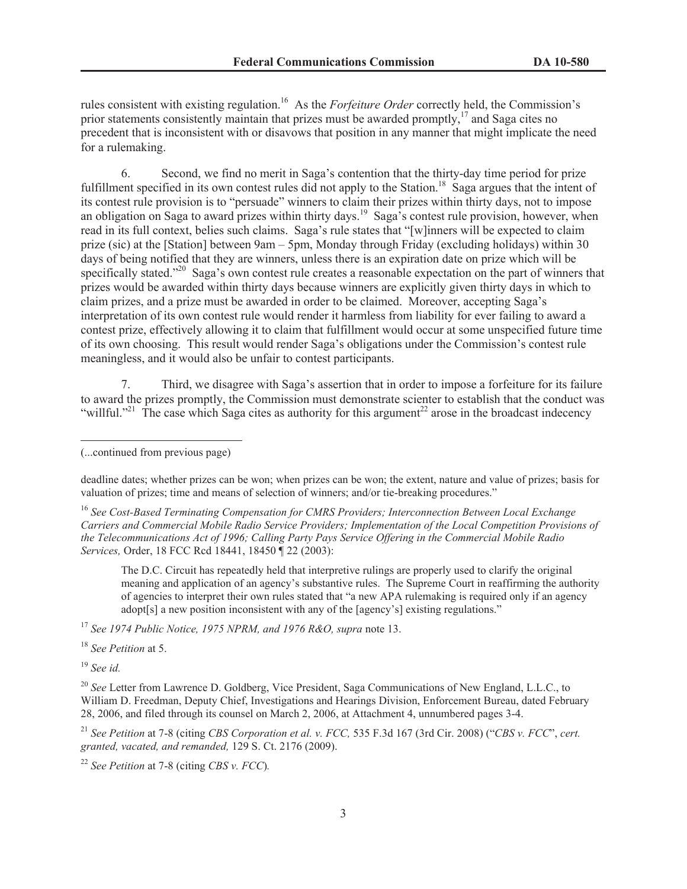rules consistent with existing regulation.[16] As the *Forfeiture Order* correctly held, the Commission's prior statements consistently maintain that prizes must be awarded promptly,[17] and Saga cites no precedent that is inconsistent with or disavows that position in any manner that might implicate the need for a rulemaking.

6. Second, we find no merit in Saga's contention that the thirty-day time period for prize fulfillment specified in its own contest rules did not apply to the Station.[18] Saga argues that the intent of its contest rule provision is to "persuade" winners to claim their prizes within thirty days, not to impose an obligation on Saga to award prizes within thirty days.[19] Saga's contest rule provision, however, when read in its full context, belies such claims. Saga's rule states that "[w]inners will be expected to claim prize (sic) at the [Station] between 9am – 5pm, Monday through Friday (excluding holidays) within 30 days of being notified that they are winners, unless there is an expiration date on prize which will be specifically stated."[20] Saga's own contest rule creates a reasonable expectation on the part of winners that prizes would be awarded within thirty days because winners are explicitly given thirty days in which to claim prizes, and a prize must be awarded in order to be claimed. Moreover, accepting Saga's interpretation of its own contest rule would render it harmless from liability for ever failing to award a contest prize, effectively allowing it to claim that fulfillment would occur at some unspecified future time of its own choosing. This result would render Saga's obligations under the Commission's contest rule meaningless, and it would also be unfair to contest participants.

7. Third, we disagree with Saga's assertion that in order to impose a forfeiture for its failure to award the prizes promptly, the Commission must demonstrate scienter to establish that the conduct was "willful."[21] The case which Saga cites as authority for this argument[22] arose in the broadcast indecency

---

(...continued from previous page)

deadline dates; whether prizes can be won; when prizes can be won; the extent, nature and value of prizes; basis for valuation of prizes; time and means of selection of winners; and/or tie-breaking procedures."

[16] *See Cost-Based Terminating Compensation for CMRS Providers; Interconnection Between Local Exchange Carriers and Commercial Mobile Radio Service Providers; Implementation of the Local Competition Provisions of the Telecommunications Act of 1996; Calling Party Pays Service Offering in the Commercial Mobile Radio Services,* Order, 18 FCC Rcd 18441, 18450 ¶ 22 (2003):

> The D.C. Circuit has repeatedly held that interpretive rulings are properly used to clarify the original meaning and application of an agency's substantive rules. The Supreme Court in reaffirming the authority of agencies to interpret their own rules stated that "a new APA rulemaking is required only if an agency adopt[s] a new position inconsistent with any of the [agency's] existing regulations."

[17] *See 1974 Public Notice, 1975 NPRM, and 1976 R&O, supra* note 13.

[18] *See Petition* at 5.

[19] *See id.*

[20] *See* Letter from Lawrence D. Goldberg, Vice President, Saga Communications of New England, L.L.C., to William D. Freedman, Deputy Chief, Investigations and Hearings Division, Enforcement Bureau, dated February 28, 2006, and filed through its counsel on March 2, 2006, at Attachment 4, unnumbered pages 3-4.

[21] *See Petition* at 7-8 (citing *CBS Corporation et al. v. FCC,* 535 F.3d 167 (3rd Cir. 2008) ("*CBS v. FCC*", *cert. granted, vacated, and remanded,* 129 S. Ct. 2176 (2009).

[22] *See Petition* at 7-8 (citing *CBS v. FCC*)*.*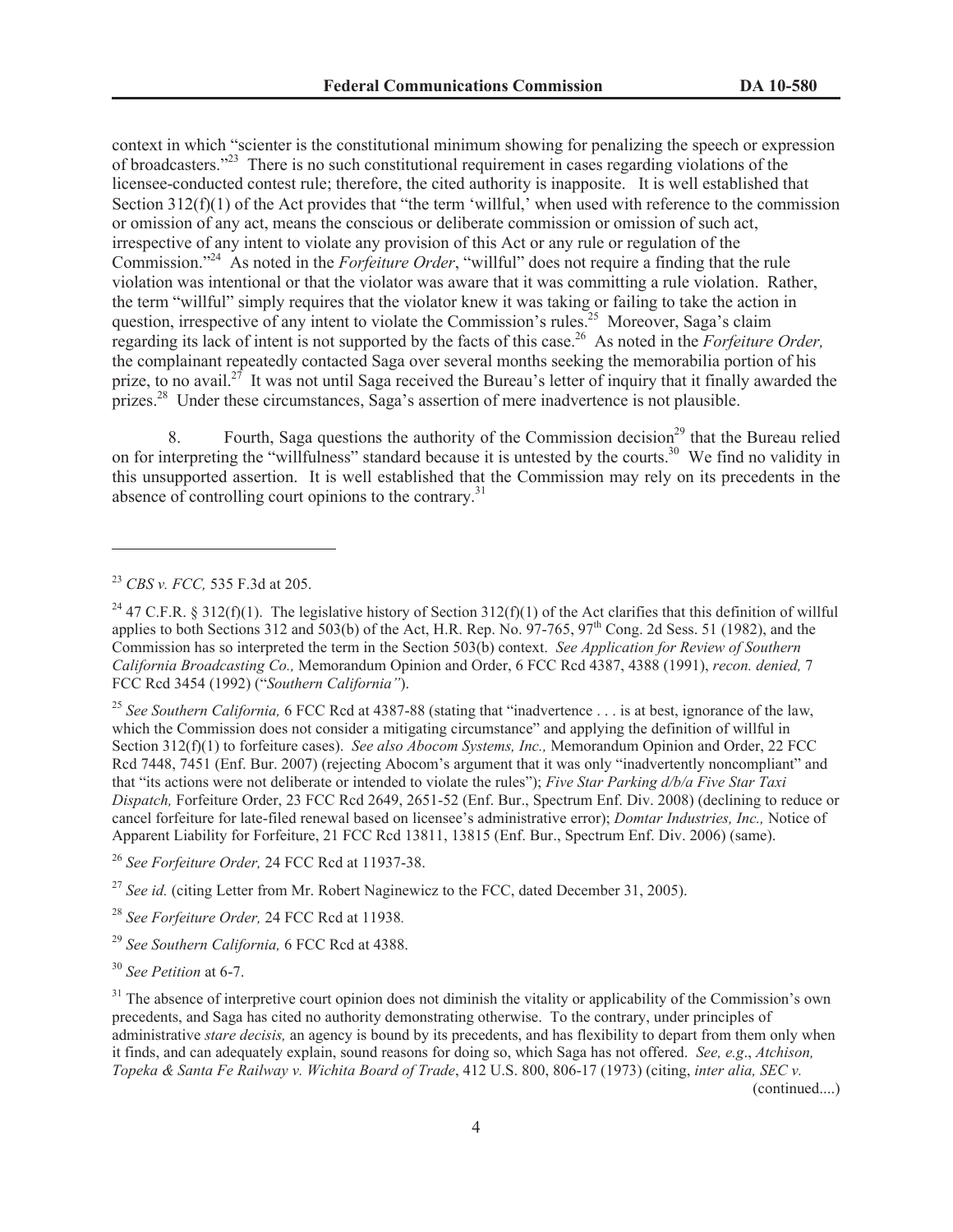context in which "scienter is the constitutional minimum showing for penalizing the speech or expression of broadcasters."[23] There is no such constitutional requirement in cases regarding violations of the licensee-conducted contest rule; therefore, the cited authority is inapposite. It is well established that Section 312(f)(1) of the Act provides that "the term 'willful,' when used with reference to the commission or omission of any act, means the conscious or deliberate commission or omission of such act, irrespective of any intent to violate any provision of this Act or any rule or regulation of the Commission."[24] As noted in the *Forfeiture Order*, "willful" does not require a finding that the rule violation was intentional or that the violator was aware that it was committing a rule violation. Rather, the term "willful" simply requires that the violator knew it was taking or failing to take the action in question, irrespective of any intent to violate the Commission's rules.[25] Moreover, Saga's claim regarding its lack of intent is not supported by the facts of this case.[26] As noted in the *Forfeiture Order,* the complainant repeatedly contacted Saga over several months seeking the memorabilia portion of his prize, to no avail.[27] It was not until Saga received the Bureau's letter of inquiry that it finally awarded the prizes.[28] Under these circumstances, Saga's assertion of mere inadvertence is not plausible.

8. Fourth, Saga questions the authority of the Commission decision[29] that the Bureau relied on for interpreting the "willfulness" standard because it is untested by the courts.[30] We find no validity in this unsupported assertion. It is well established that the Commission may rely on its precedents in the absence of controlling court opinions to the contrary.[31]

---

[23] *CBS v. FCC,* 535 F.3d at 205.

[24] 47 C.F.R. § 312(f)(1). The legislative history of Section 312(f)(1) of the Act clarifies that this definition of willful applies to both Sections 312 and 503(b) of the Act, H.R. Rep. No. 97-765, 97th Cong. 2d Sess. 51 (1982), and the Commission has so interpreted the term in the Section 503(b) context. *See Application for Review of Southern California Broadcasting Co.,* Memorandum Opinion and Order, 6 FCC Rcd 4387, 4388 (1991), *recon. denied,* 7 FCC Rcd 3454 (1992) ("*Southern California"*).

[25] *See Southern California,* 6 FCC Rcd at 4387-88 (stating that "inadvertence . . . is at best, ignorance of the law, which the Commission does not consider a mitigating circumstance" and applying the definition of willful in Section 312(f)(1) to forfeiture cases). *See also Abocom Systems, Inc.,* Memorandum Opinion and Order, 22 FCC Rcd 7448, 7451 (Enf. Bur. 2007) (rejecting Abocom's argument that it was only "inadvertently noncompliant" and that "its actions were not deliberate or intended to violate the rules"); *Five Star Parking d/b/a Five Star Taxi Dispatch,* Forfeiture Order, 23 FCC Rcd 2649, 2651-52 (Enf. Bur., Spectrum Enf. Div. 2008) (declining to reduce or cancel forfeiture for late-filed renewal based on licensee's administrative error); *Domtar Industries, Inc.,* Notice of Apparent Liability for Forfeiture, 21 FCC Rcd 13811, 13815 (Enf. Bur., Spectrum Enf. Div. 2006) (same).

[26] *See Forfeiture Order,* 24 FCC Rcd at 11937-38.

[27] *See id.* (citing Letter from Mr. Robert Naginewicz to the FCC, dated December 31, 2005).

[28] *See Forfeiture Order,* 24 FCC Rcd at 11938*.*

[29] *See Southern California,* 6 FCC Rcd at 4388.

[30] *See Petition* at 6-7.

[31] The absence of interpretive court opinion does not diminish the vitality or applicability of the Commission's own precedents, and Saga has cited no authority demonstrating otherwise. To the contrary, under principles of administrative *stare decisis,* an agency is bound by its precedents, and has flexibility to depart from them only when it finds, and can adequately explain, sound reasons for doing so, which Saga has not offered. *See, e.g*., *Atchison, Topeka & Santa Fe Railway v. Wichita Board of Trade*, 412 U.S. 800, 806-17 (1973) (citing, *inter alia, SEC v.*

(continued....)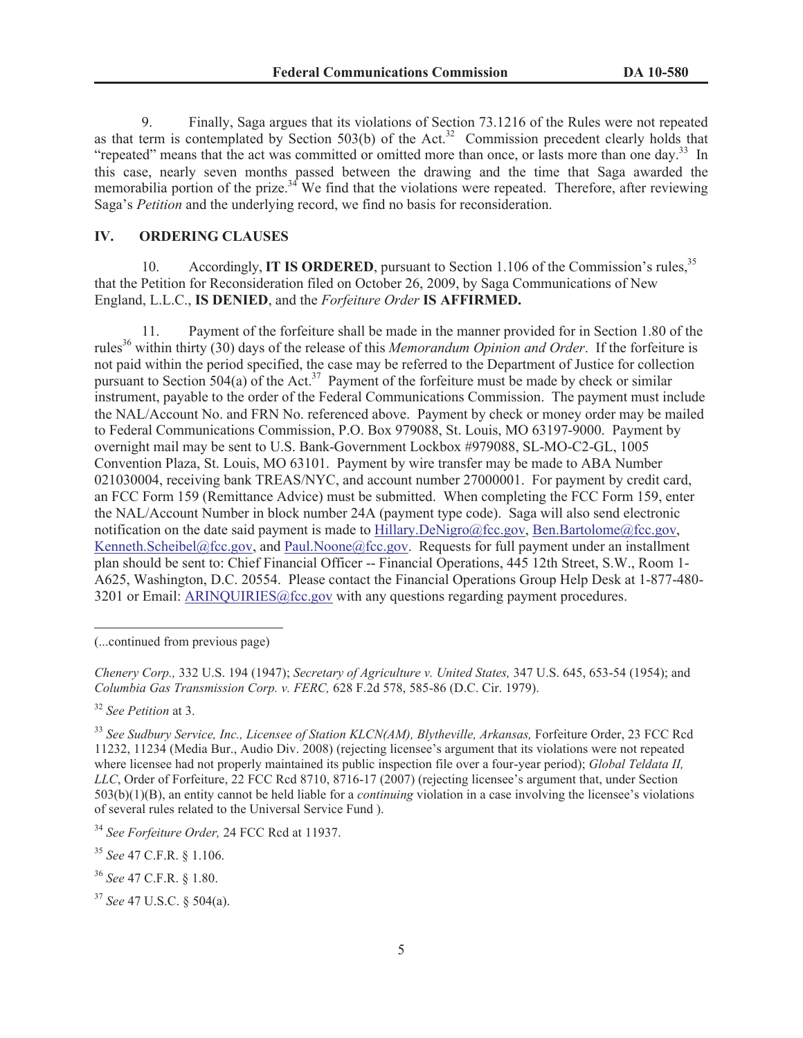9. Finally, Saga argues that its violations of Section 73.1216 of the Rules were not repeated as that term is contemplated by Section 503(b) of the Act.[32] Commission precedent clearly holds that "repeated" means that the act was committed or omitted more than once, or lasts more than one day.[33] In this case, nearly seven months passed between the drawing and the time that Saga awarded the memorabilia portion of the prize.[34] We find that the violations were repeated. Therefore, after reviewing Saga's *Petition* and the underlying record, we find no basis for reconsideration.

## IV. ORDERING CLAUSES

10. Accordingly, **IT IS ORDERED**, pursuant to Section 1.106 of the Commission's rules,[35] that the Petition for Reconsideration filed on October 26, 2009, by Saga Communications of New England, L.L.C., **IS DENIED**, and the *Forfeiture Order* **IS AFFIRMED.**

11. Payment of the forfeiture shall be made in the manner provided for in Section 1.80 of the rules[36] within thirty (30) days of the release of this *Memorandum Opinion and Order*. If the forfeiture is not paid within the period specified, the case may be referred to the Department of Justice for collection pursuant to Section 504(a) of the Act.[37] Payment of the forfeiture must be made by check or similar instrument, payable to the order of the Federal Communications Commission. The payment must include the NAL/Account No. and FRN No. referenced above. Payment by check or money order may be mailed to Federal Communications Commission, P.O. Box 979088, St. Louis, MO 63197-9000. Payment by overnight mail may be sent to U.S. Bank-Government Lockbox #979088, SL-MO-C2-GL, 1005 Convention Plaza, St. Louis, MO 63101. Payment by wire transfer may be made to ABA Number 021030004, receiving bank TREAS/NYC, and account number 27000001. For payment by credit card, an FCC Form 159 (Remittance Advice) must be submitted. When completing the FCC Form 159, enter the NAL/Account Number in block number 24A (payment type code). Saga will also send electronic notification on the date said payment is made to Hillary.DeNigro@fcc.gov, Ben.Bartolome@fcc.gov, Kenneth.Scheibel@fcc.gov, and Paul.Noone@fcc.gov. Requests for full payment under an installment plan should be sent to: Chief Financial Officer -- Financial Operations, 445 12th Street, S.W., Room 1-A625, Washington, D.C. 20554. Please contact the Financial Operations Group Help Desk at 1-877-480-3201 or Email: ARINQUIRIES@fcc.gov with any questions regarding payment procedures.

---

(...continued from previous page)

*Chenery Corp.,* 332 U.S. 194 (1947); *Secretary of Agriculture v. United States,* 347 U.S. 645, 653-54 (1954); and *Columbia Gas Transmission Corp. v. FERC,* 628 F.2d 578, 585-86 (D.C. Cir. 1979).

[32] *See Petition* at 3.

[33] *See Sudbury Service, Inc., Licensee of Station KLCN(AM), Blytheville, Arkansas,* Forfeiture Order, 23 FCC Rcd 11232, 11234 (Media Bur., Audio Div. 2008) (rejecting licensee's argument that its violations were not repeated where licensee had not properly maintained its public inspection file over a four-year period); *Global Teldata II, LLC*, Order of Forfeiture, 22 FCC Rcd 8710, 8716-17 (2007) (rejecting licensee's argument that, under Section 503(b)(1)(B), an entity cannot be held liable for a *continuing* violation in a case involving the licensee's violations of several rules related to the Universal Service Fund ).

[34] *See Forfeiture Order,* 24 FCC Rcd at 11937.

[35] *See* 47 C.F.R. § 1.106.

[36] *See* 47 C.F.R. § 1.80.

[37] *See* 47 U.S.C. § 504(a).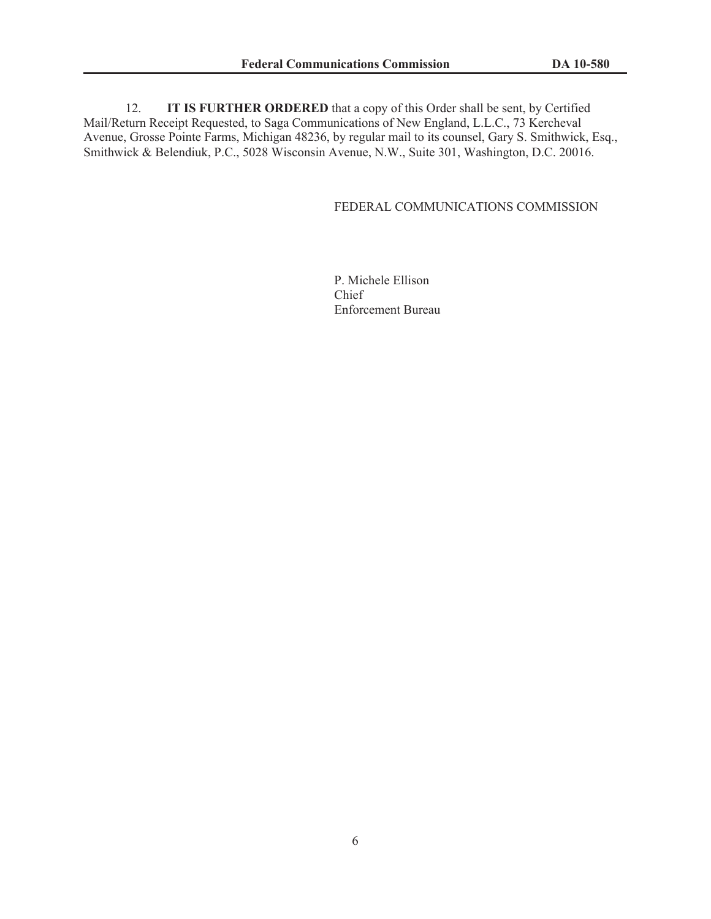12. **IT IS FURTHER ORDERED** that a copy of this Order shall be sent, by Certified Mail/Return Receipt Requested, to Saga Communications of New England, L.L.C., 73 Kercheval Avenue, Grosse Pointe Farms, Michigan 48236, by regular mail to its counsel, Gary S. Smithwick, Esq., Smithwick & Belendiuk, P.C., 5028 Wisconsin Avenue, N.W., Suite 301, Washington, D.C. 20016.

FEDERAL COMMUNICATIONS COMMISSION

P. Michele Ellison
Chief
Enforcement Bureau